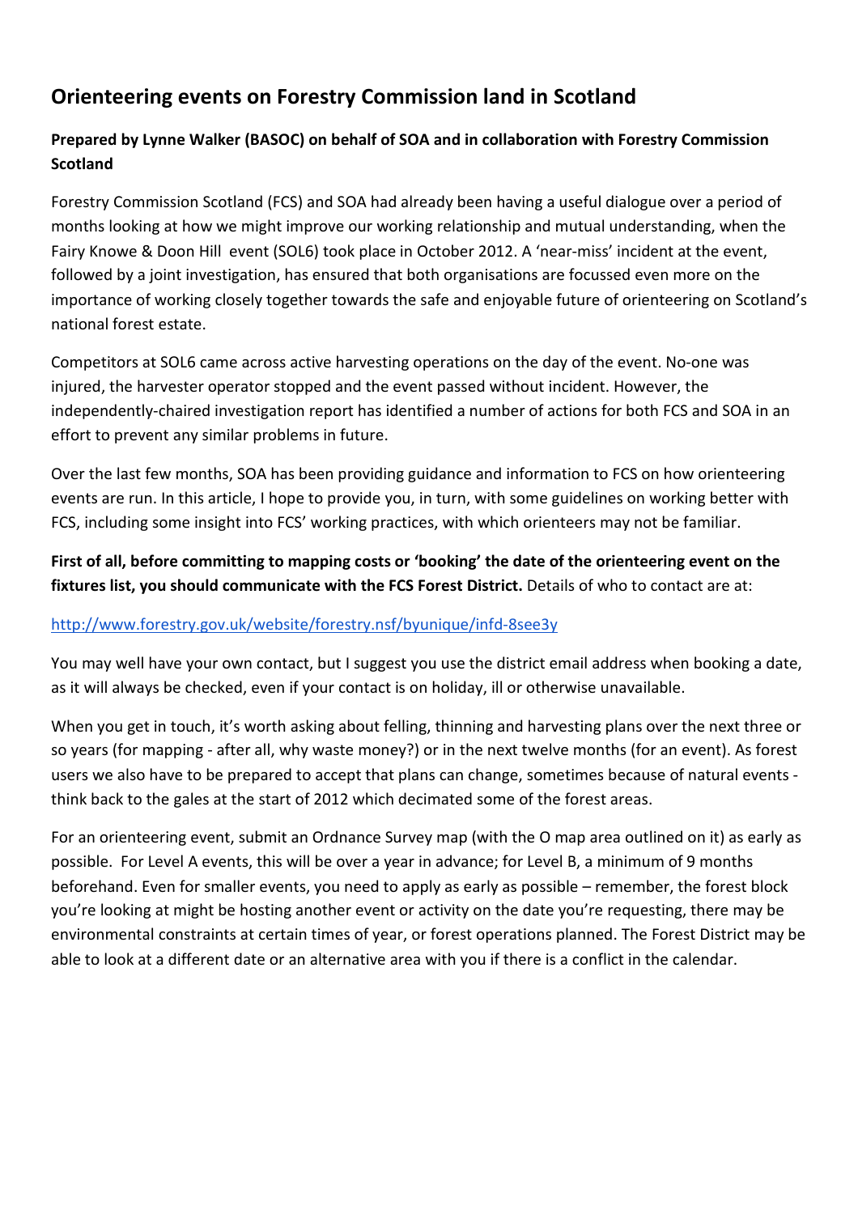# Orienteering events on Forestry Commission land in Scotland

**Prepared by Lynne Walker (BASOC) on behalf of SOA and in collaboration with Forestry Commission Scotland**

Forestry Commission Scotland (FCS) and SOA had already been having a useful dialogue over a period of months looking at how we might improve our working relationship and mutual understanding, when the Fairy Knowe & Doon Hill event (SOL6) took place in October 2012. A 'near-miss' incident at the event, followed by a joint investigation, has ensured that both organisations are focussed even more on the importance of working closely together towards the safe and enjoyable future of orienteering on Scotland's national forest estate.

Competitors at SOL6 came across active harvesting operations on the day of the event. No-one was injured, the harvester operator stopped and the event passed without incident. However, the independently-chaired investigation report has identified a number of actions for both FCS and SOA in an effort to prevent any similar problems in future.

Over the last few months, SOA has been providing guidance and information to FCS on how orienteering events are run. In this article, I hope to provide you, in turn, with some guidelines on working better with FCS, including some insight into FCS' working practices, with which orienteers may not be familiar.

**First of all, before committing to mapping costs or 'booking' the date of the orienteering event on the fixtures list, you should communicate with the FCS Forest District.** Details of who to contact are at:

http://www.forestry.gov.uk/website/forestry.nsf/byunique/infd-8see3y

You may well have your own contact, but I suggest you use the district email address when booking a date, as it will always be checked, even if your contact is on holiday, ill or otherwise unavailable.

When you get in touch, it's worth asking about felling, thinning and harvesting plans over the next three or so years (for mapping - after all, why waste money?) or in the next twelve months (for an event). As forest users we also have to be prepared to accept that plans can change, sometimes because of natural events - think back to the gales at the start of 2012 which decimated some of the forest areas.

For an orienteering event, submit an Ordnance Survey map (with the O map area outlined on it) as early as possible. For Level A events, this will be over a year in advance; for Level B, a minimum of 9 months beforehand. Even for smaller events, you need to apply as early as possible – remember, the forest block you're looking at might be hosting another event or activity on the date you're requesting, there may be environmental constraints at certain times of year, or forest operations planned. The Forest District may be able to look at a different date or an alternative area with you if there is a conflict in the calendar.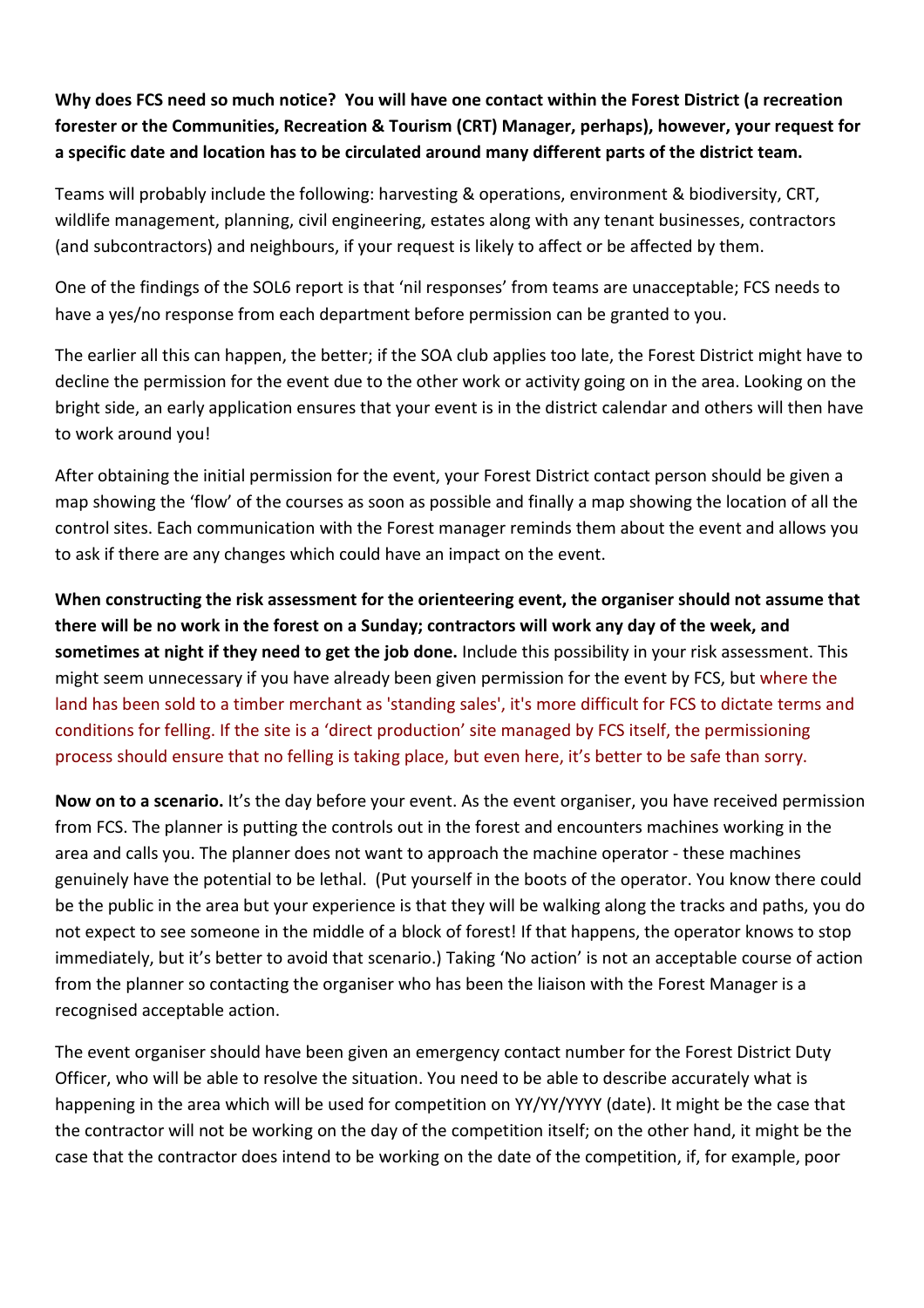**Why does FCS need so much notice? You will have one contact within the Forest District (a recreation forester or the Communities, Recreation & Tourism (CRT) Manager, perhaps), however, your request for a specific date and location has to be circulated around many different parts of the district team.**

Teams will probably include the following: harvesting & operations, environment & biodiversity, CRT, wildlife management, planning, civil engineering, estates along with any tenant businesses, contractors (and subcontractors) and neighbours, if your request is likely to affect or be affected by them.

One of the findings of the SOL6 report is that 'nil responses' from teams are unacceptable; FCS needs to have a yes/no response from each department before permission can be granted to you.

The earlier all this can happen, the better; if the SOA club applies too late, the Forest District might have to decline the permission for the event due to the other work or activity going on in the area. Looking on the bright side, an early application ensures that your event is in the district calendar and others will then have to work around you!

After obtaining the initial permission for the event, your Forest District contact person should be given a map showing the 'flow' of the courses as soon as possible and finally a map showing the location of all the control sites. Each communication with the Forest manager reminds them about the event and allows you to ask if there are any changes which could have an impact on the event.

**When constructing the risk assessment for the orienteering event, the organiser should not assume that there will be no work in the forest on a Sunday; contractors will work any day of the week, and sometimes at night if they need to get the job done.** Include this possibility in your risk assessment. This might seem unnecessary if you have already been given permission for the event by FCS, but where the land has been sold to a timber merchant as 'standing sales', it's more difficult for FCS to dictate terms and conditions for felling. If the site is a 'direct production' site managed by FCS itself, the permissioning process should ensure that no felling is taking place, but even here, it's better to be safe than sorry.

**Now on to a scenario.** It's the day before your event. As the event organiser, you have received permission from FCS. The planner is putting the controls out in the forest and encounters machines working in the area and calls you. The planner does not want to approach the machine operator - these machines genuinely have the potential to be lethal. (Put yourself in the boots of the operator. You know there could be the public in the area but your experience is that they will be walking along the tracks and paths, you do not expect to see someone in the middle of a block of forest! If that happens, the operator knows to stop immediately, but it's better to avoid that scenario.) Taking 'No action' is not an acceptable course of action from the planner so contacting the organiser who has been the liaison with the Forest Manager is a recognised acceptable action.

The event organiser should have been given an emergency contact number for the Forest District Duty Officer, who will be able to resolve the situation. You need to be able to describe accurately what is happening in the area which will be used for competition on YY/YY/YYYY (date). It might be the case that the contractor will not be working on the day of the competition itself; on the other hand, it might be the case that the contractor does intend to be working on the date of the competition, if, for example, poor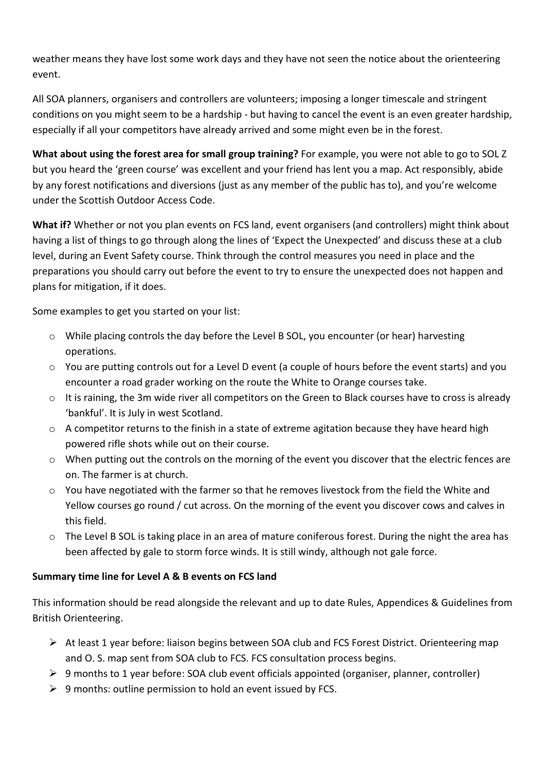weather means they have lost some work days and they have not seen the notice about the orienteering event.

All SOA planners, organisers and controllers are volunteers; imposing a longer timescale and stringent conditions on you might seem to be a hardship - but having to cancel the event is an even greater hardship, especially if all your competitors have already arrived and some might even be in the forest.

**What about using the forest area for small group training?** For example, you were not able to go to SOL Z but you heard the 'green course' was excellent and your friend has lent you a map. Act responsibly, abide by any forest notifications and diversions (just as any member of the public has to), and you're welcome under the Scottish Outdoor Access Code.

**What if?** Whether or not you plan events on FCS land, event organisers (and controllers) might think about having a list of things to go through along the lines of 'Expect the Unexpected' and discuss these at a club level, during an Event Safety course. Think through the control measures you need in place and the preparations you should carry out before the event to try to ensure the unexpected does not happen and plans for mitigation, if it does.

Some examples to get you started on your list:

- While placing controls the day before the Level B SOL, you encounter (or hear) harvesting operations.
- You are putting controls out for a Level D event (a couple of hours before the event starts) and you encounter a road grader working on the route the White to Orange courses take.
- It is raining, the 3m wide river all competitors on the Green to Black courses have to cross is already 'bankful'. It is July in west Scotland.
- A competitor returns to the finish in a state of extreme agitation because they have heard high powered rifle shots while out on their course.
- When putting out the controls on the morning of the event you discover that the electric fences are on. The farmer is at church.
- You have negotiated with the farmer so that he removes livestock from the field the White and Yellow courses go round / cut across. On the morning of the event you discover cows and calves in this field.
- The Level B SOL is taking place in an area of mature coniferous forest. During the night the area has been affected by gale to storm force winds. It is still windy, although not gale force.

**Summary time line for Level A & B events on FCS land**

This information should be read alongside the relevant and up to date Rules, Appendices & Guidelines from British Orienteering.

- At least 1 year before: liaison begins between SOA club and FCS Forest District. Orienteering map and O. S. map sent from SOA club to FCS. FCS consultation process begins.
- 9 months to 1 year before: SOA club event officials appointed (organiser, planner, controller)
- 9 months: outline permission to hold an event issued by FCS.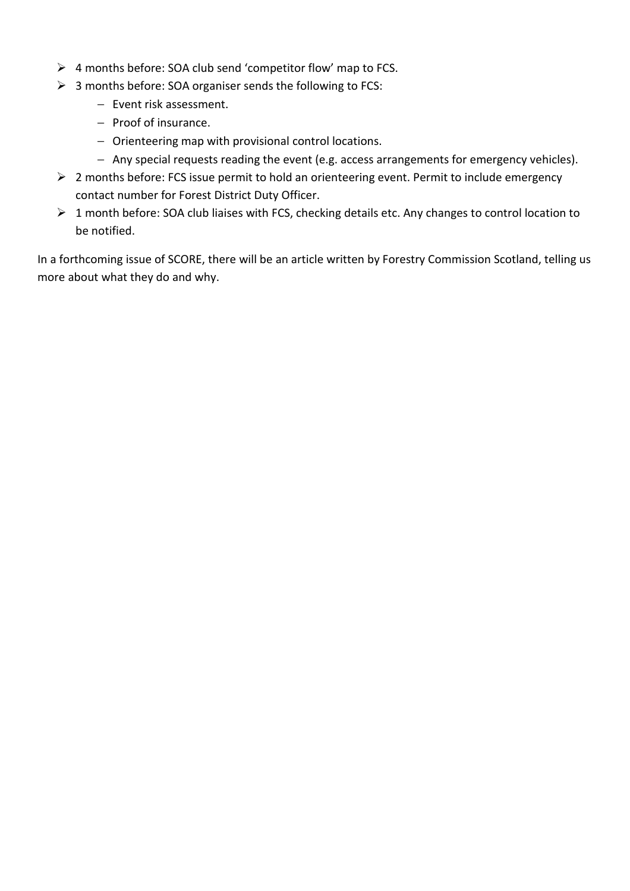- 4 months before: SOA club send 'competitor flow' map to FCS.
- 3 months before: SOA organiser sends the following to FCS:
  - Event risk assessment.
  - Proof of insurance.
  - Orienteering map with provisional control locations.
  - Any special requests reading the event (e.g. access arrangements for emergency vehicles).
- 2 months before: FCS issue permit to hold an orienteering event. Permit to include emergency contact number for Forest District Duty Officer.
- 1 month before: SOA club liaises with FCS, checking details etc. Any changes to control location to be notified.

In a forthcoming issue of SCORE, there will be an article written by Forestry Commission Scotland, telling us more about what they do and why.